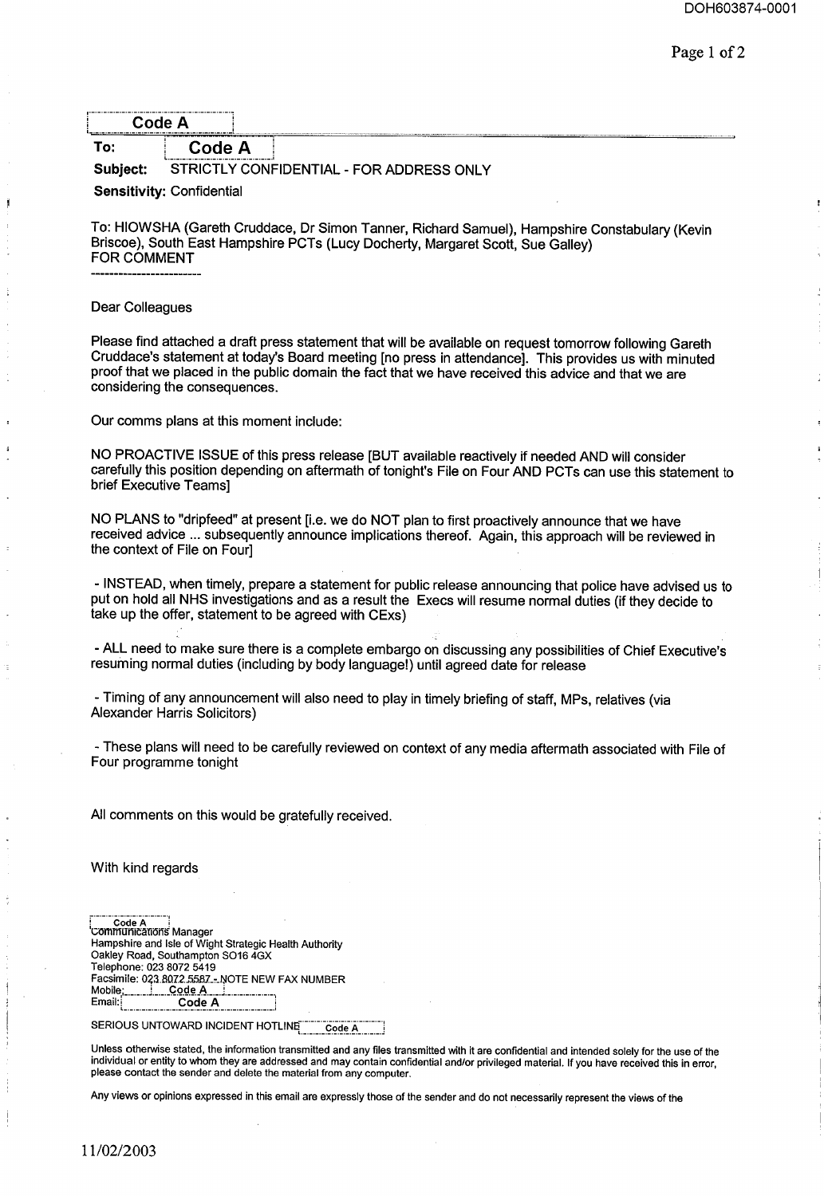**Code A**

**To:** **Code A**

**Subject:** STRICTLY CONFIDENTIAL - FOR ADDRESS ONLY

**Sensitivity:** Confidential

To: HIOWSHA (Gareth Cruddace, Dr Simon Tanner, Richard Samuel), Hampshire Constabulary (Kevin Briscoe), South East Hampshire PCTs (Lucy Docherty, Margaret Scott, Sue Galley)
FOR COMMENT

------------------------

Dear Colleagues

Please find attached a draft press statement that will be available on request tomorrow following Gareth Cruddace's statement at today's Board meeting [no press in attendance]. This provides us with minuted proof that we placed in the public domain the fact that we have received this advice and that we are considering the consequences.

Our comms plans at this moment include:

NO PROACTIVE ISSUE of this press release [BUT available reactively if needed AND will consider carefully this position depending on aftermath of tonight's File on Four AND PCTs can use this statement to brief Executive Teams]

NO PLANS to "dripfeed" at present [i.e. we do NOT plan to first proactively announce that we have received advice ... subsequently announce implications thereof. Again, this approach will be reviewed in the context of File on Four]

- INSTEAD, when timely, prepare a statement for public release announcing that police have advised us to put on hold all NHS investigations and as a result the Execs will resume normal duties (if they decide to take up the offer, statement to be agreed with CExs)

- ALL need to make sure there is a complete embargo on discussing any possibilities of Chief Executive's resuming normal duties (including by body language!) until agreed date for release

- Timing of any announcement will also need to play in timely briefing of staff, MPs, relatives (via Alexander Harris Solicitors)

- These plans will need to be carefully reviewed on context of any media aftermath associated with File of Four programme tonight

All comments on this would be gratefully received.

With kind regards

Code A
Communications Manager
Hampshire and Isle of Wight Strategic Health Authority
Oakley Road, Southampton SO16 4GX
Telephone: 023 8072 5419
Facsimile: 023 8072 5587 - NOTE NEW FAX NUMBER
Mobile: Code A
Email: Code A

SERIOUS UNTOWARD INCIDENT HOTLINE Code A

Unless otherwise stated, the information transmitted and any files transmitted with it are confidential and intended solely for the use of the individual or entity to whom they are addressed and may contain confidential and/or privileged material. If you have received this in error, please contact the sender and delete the material from any computer.

Any views or opinions expressed in this email are expressly those of the sender and do not necessarily represent the views of the

11/02/2003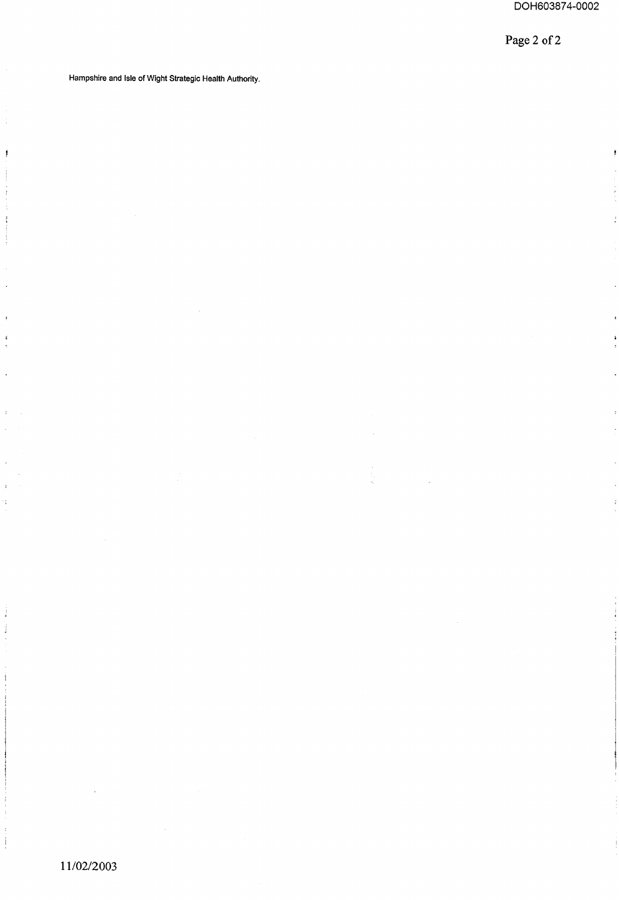Hampshire and Isle of Wight Strategic Health Authority.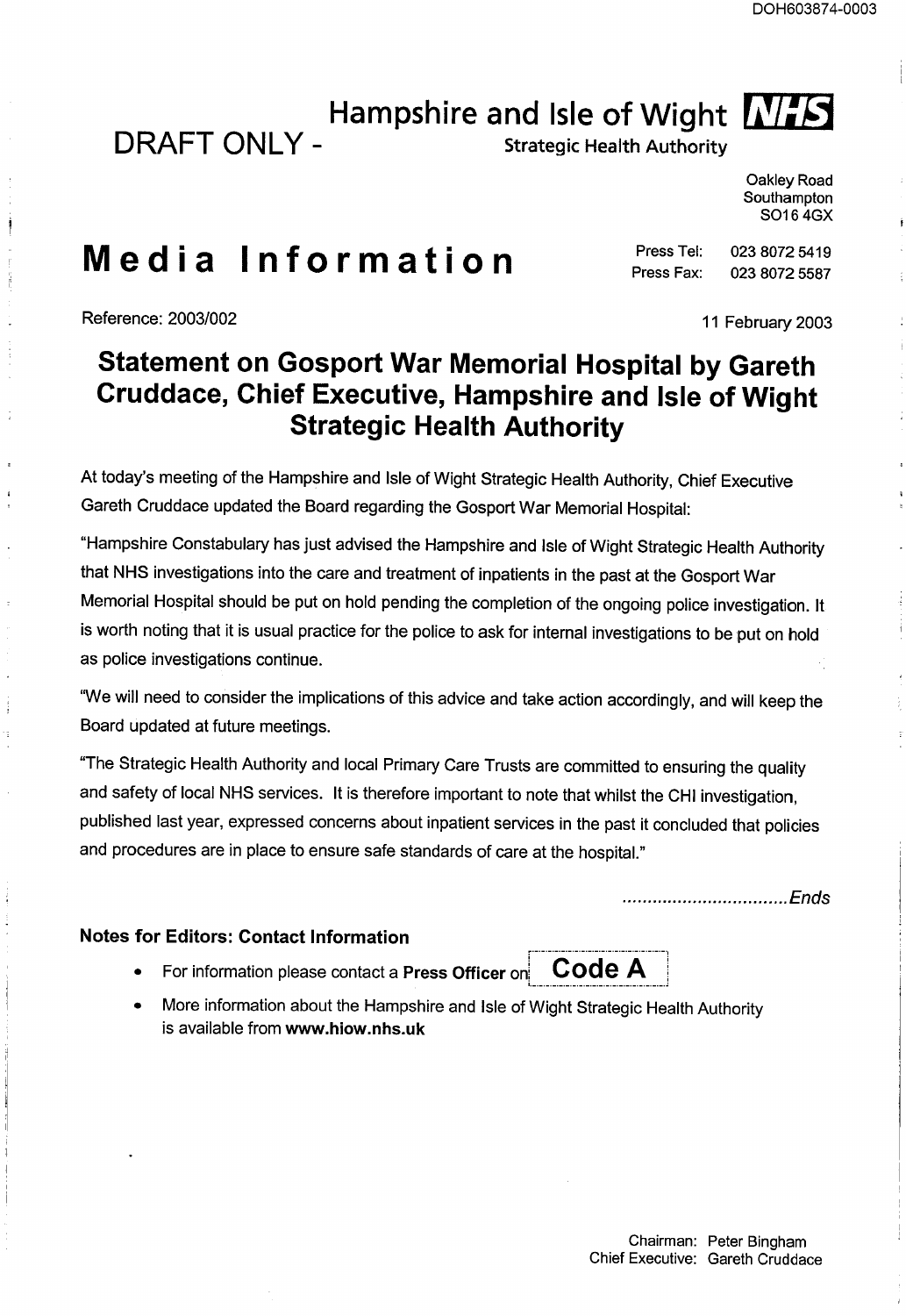DOH603874-0003

DRAFT ONLY -

Hampshire and Isle of Wight NHS
Strategic Health Authority

Oakley Road
Southampton
SO16 4GX

# Media Information

Press Tel: 023 8072 5419
Press Fax: 023 8072 5587

Reference: 2003/002

11 February 2003

## Statement on Gosport War Memorial Hospital by Gareth Cruddace, Chief Executive, Hampshire and Isle of Wight Strategic Health Authority

At today's meeting of the Hampshire and Isle of Wight Strategic Health Authority, Chief Executive Gareth Cruddace updated the Board regarding the Gosport War Memorial Hospital:

"Hampshire Constabulary has just advised the Hampshire and Isle of Wight Strategic Health Authority that NHS investigations into the care and treatment of inpatients in the past at the Gosport War Memorial Hospital should be put on hold pending the completion of the ongoing police investigation. It is worth noting that it is usual practice for the police to ask for internal investigations to be put on hold as police investigations continue.

"We will need to consider the implications of this advice and take action accordingly, and will keep the Board updated at future meetings.

"The Strategic Health Authority and local Primary Care Trusts are committed to ensuring the quality and safety of local NHS services. It is therefore important to note that whilst the CHI investigation, published last year, expressed concerns about inpatient services in the past it concluded that policies and procedures are in place to ensure safe standards of care at the hospital."

*................................Ends*

**Notes for Editors: Contact Information**

- For information please contact a **Press Officer** on **Code A**
- More information about the Hampshire and Isle of Wight Strategic Health Authority is available from **www.hiow.nhs.uk**

Chairman: Peter Bingham
Chief Executive: Gareth Cruddace